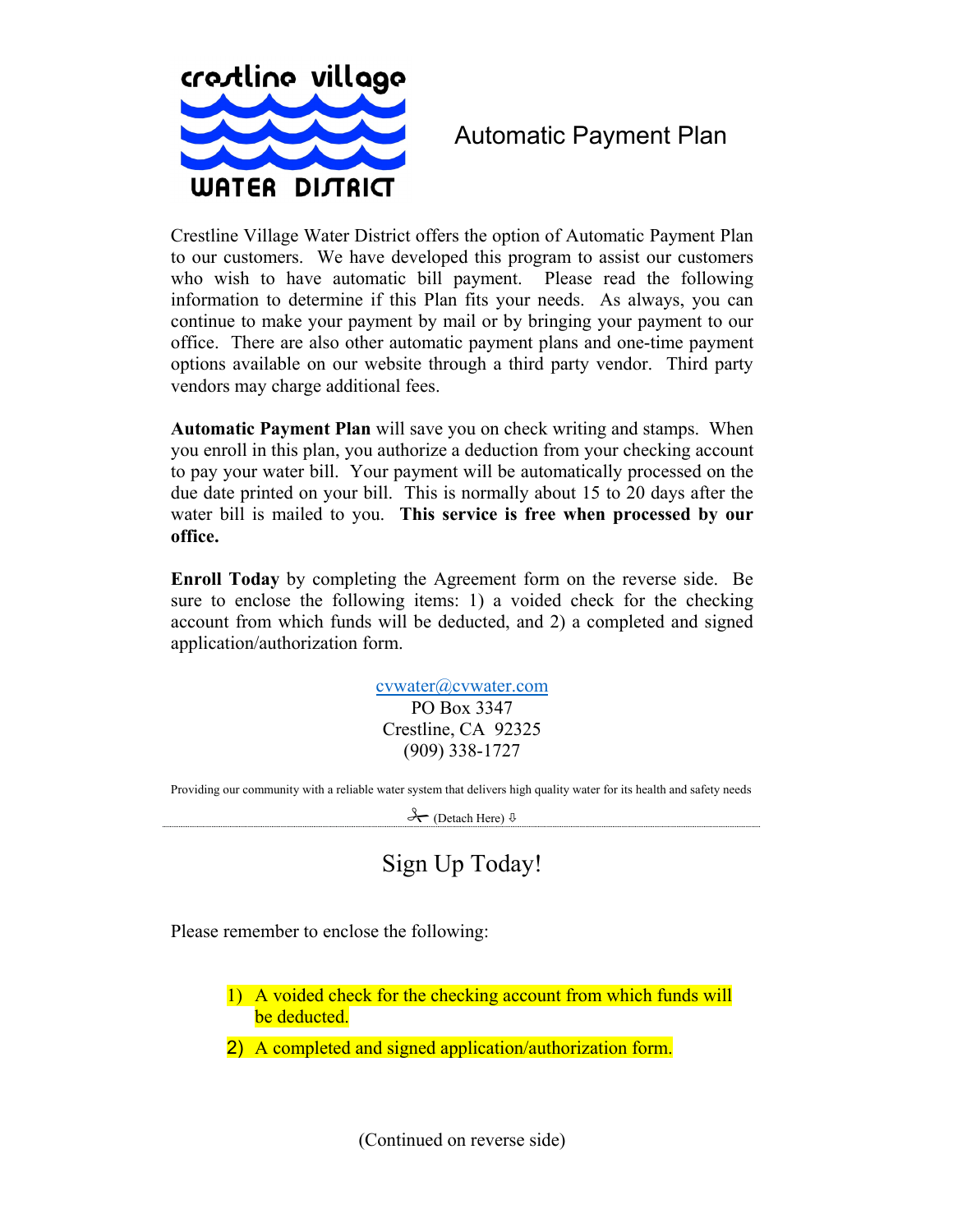crestline village WATER DISTRICT

# Automatic Payment Plan

Crestline Village Water District offers the option of Automatic Payment Plan to our customers. We have developed this program to assist our customers who wish to have automatic bill payment. Please read the following information to determine if this Plan fits your needs. As always, you can continue to make your payment by mail or by bringing your payment to our office. There are also other automatic payment plans and one-time payment options available on our website through a third party vendor. Third party vendors may charge additional fees.

**Automatic Payment Plan** will save you on check writing and stamps. When you enroll in this plan, you authorize a deduction from your checking account to pay your water bill. Your payment will be automatically processed on the due date printed on your bill. This is normally about 15 to 20 days after the water bill is mailed to you. **This service is free when processed by our office.**

**Enroll Today** by completing the Agreement form on the reverse side. Be sure to enclose the following items: 1) a voided check for the checking account from which funds will be deducted, and 2) a completed and signed application/authorization form.

cvwater@cvwater.com
PO Box 3347
Crestline, CA 92325
(909) 338-1727

Providing our community with a reliable water system that delivers high quality water for its health and safety needs

✂ (Detach Here) ⇩

---

## Sign Up Today!

Please remember to enclose the following:

1) A voided check for the checking account from which funds will be deducted.
2) A completed and signed application/authorization form.

(Continued on reverse side)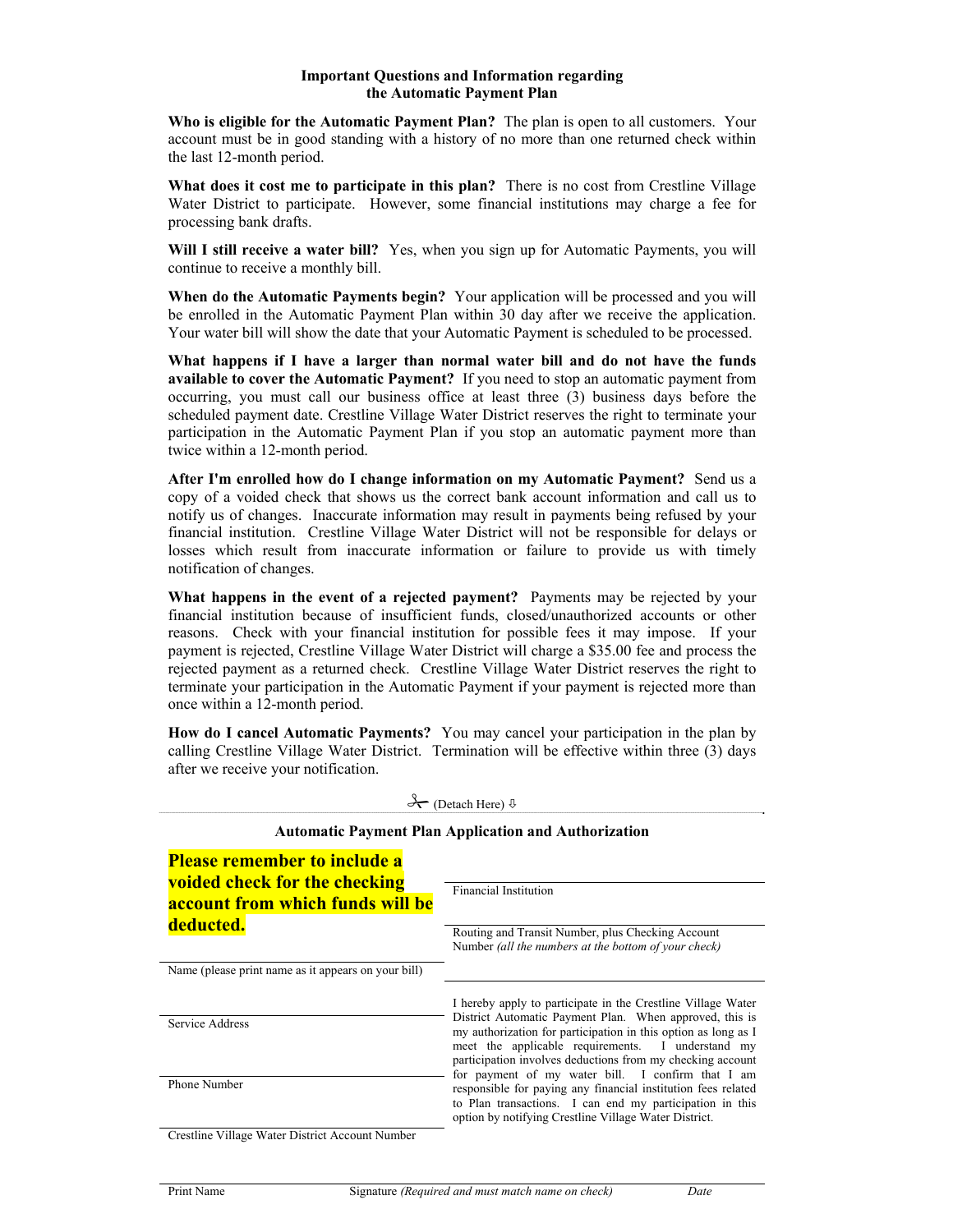## Important Questions and Information regarding the Automatic Payment Plan

**Who is eligible for the Automatic Payment Plan?** The plan is open to all customers. Your account must be in good standing with a history of no more than one returned check within the last 12-month period.

**What does it cost me to participate in this plan?** There is no cost from Crestline Village Water District to participate. However, some financial institutions may charge a fee for processing bank drafts.

**Will I still receive a water bill?** Yes, when you sign up for Automatic Payments, you will continue to receive a monthly bill.

**When do the Automatic Payments begin?** Your application will be processed and you will be enrolled in the Automatic Payment Plan within 30 day after we receive the application. Your water bill will show the date that your Automatic Payment is scheduled to be processed.

**What happens if I have a larger than normal water bill and do not have the funds available to cover the Automatic Payment?** If you need to stop an automatic payment from occurring, you must call our business office at least three (3) business days before the scheduled payment date. Crestline Village Water District reserves the right to terminate your participation in the Automatic Payment Plan if you stop an automatic payment more than twice within a 12-month period.

**After I'm enrolled how do I change information on my Automatic Payment?** Send us a copy of a voided check that shows us the correct bank account information and call us to notify us of changes. Inaccurate information may result in payments being refused by your financial institution. Crestline Village Water District will not be responsible for delays or losses which result from inaccurate information or failure to provide us with timely notification of changes.

**What happens in the event of a rejected payment?** Payments may be rejected by your financial institution because of insufficient funds, closed/unauthorized accounts or other reasons. Check with your financial institution for possible fees it may impose. If your payment is rejected, Crestline Village Water District will charge a $35.00 fee and process the rejected payment as a returned check. Crestline Village Water District reserves the right to terminate your participation in the Automatic Payment if your payment is rejected more than once within a 12-month period.

**How do I cancel Automatic Payments?** You may cancel your participation in the plan by calling Crestline Village Water District. Termination will be effective within three (3) days after we receive your notification.

✂ (Detach Here) ⇩

---

### Automatic Payment Plan Application and Authorization

**Please remember to include a voided check for the checking account from which funds will be deducted.**

Financial Institution

Routing and Transit Number, plus Checking Account Number *(all the numbers at the bottom of your check)*

Name (please print name as it appears on your bill)

Service Address

Phone Number

Crestline Village Water District Account Number

I hereby apply to participate in the Crestline Village Water District Automatic Payment Plan. When approved, this is my authorization for participation in this option as long as I meet the applicable requirements. I understand my participation involves deductions from my checking account for payment of my water bill. I confirm that I am responsible for paying any financial institution fees related to Plan transactions. I can end my participation in this option by notifying Crestline Village Water District.

Print Name | Signature *(Required and must match name on check)* | Date